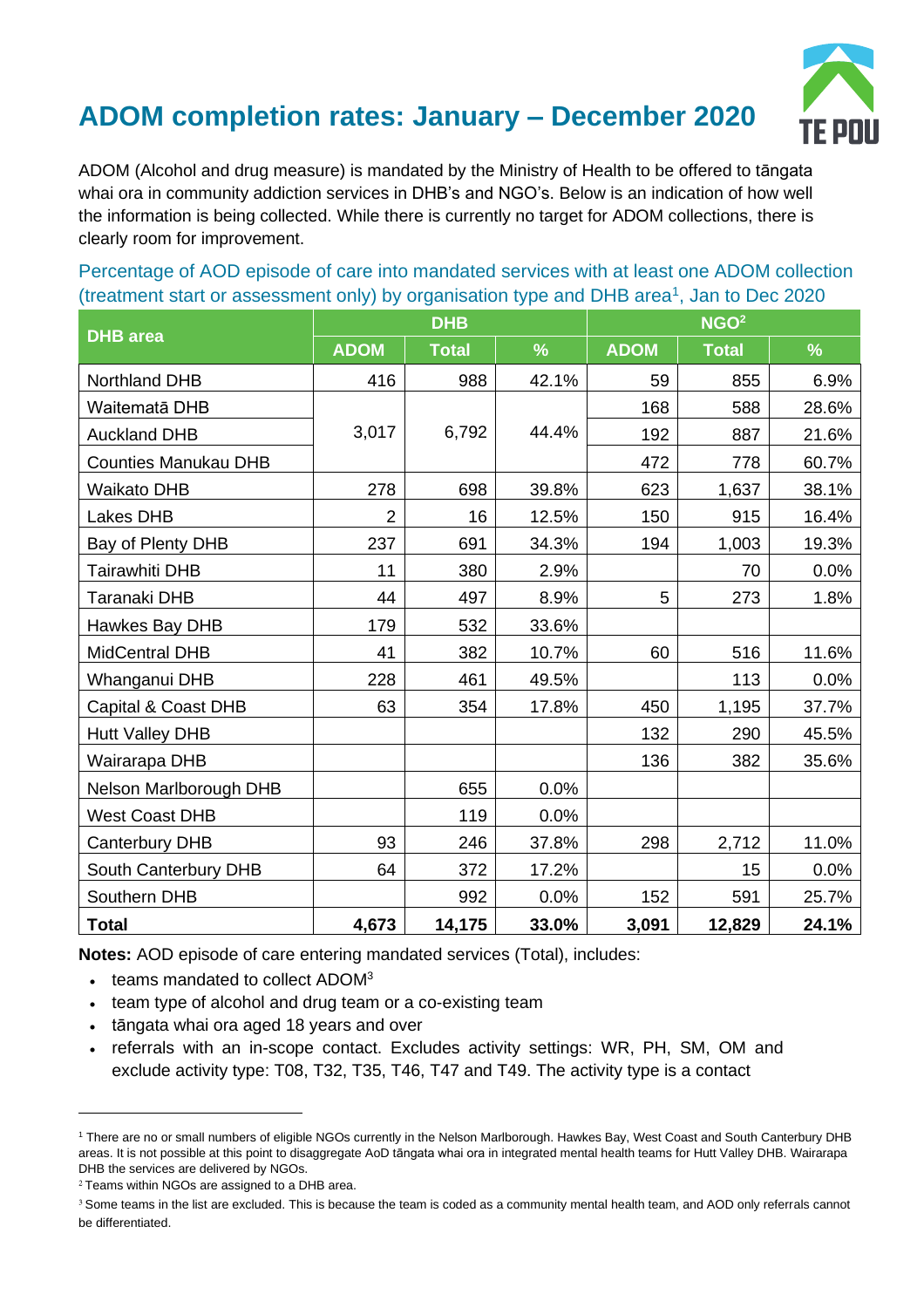# ADOM completion rates: January – December 2020

ADOM (Alcohol and drug measure) is mandated by the Ministry of Health to be offered to tāngata whai ora in community addiction services in DHB's and NGO's. Below is an indication of how well the information is being collected. While there is currently no target for ADOM collections, there is clearly room for improvement.

## Percentage of AOD episode of care into mandated services with at least one ADOM collection (treatment start or assessment only) by organisation type and DHB area[1], Jan to Dec 2020

| DHB area | DHB | | | NGO[2] | | |
|---|---|---|---|---|---|---|
| | ADOM | Total | % | ADOM | Total | % |
| Northland DHB | 416 | 988 | 42.1% | 59 | 855 | 6.9% |
| Waitematā DHB | 3,017 | 6,792 | 44.4% | 168 | 588 | 28.6% |
| Auckland DHB | | | | 192 | 887 | 21.6% |
| Counties Manukau DHB | | | | 472 | 778 | 60.7% |
| Waikato DHB | 278 | 698 | 39.8% | 623 | 1,637 | 38.1% |
| Lakes DHB | 2 | 16 | 12.5% | 150 | 915 | 16.4% |
| Bay of Plenty DHB | 237 | 691 | 34.3% | 194 | 1,003 | 19.3% |
| Tairawhiti DHB | 11 | 380 | 2.9% | | 70 | 0.0% |
| Taranaki DHB | 44 | 497 | 8.9% | 5 | 273 | 1.8% |
| Hawkes Bay DHB | 179 | 532 | 33.6% | | | |
| MidCentral DHB | 41 | 382 | 10.7% | 60 | 516 | 11.6% |
| Whanganui DHB | 228 | 461 | 49.5% | | 113 | 0.0% |
| Capital & Coast DHB | 63 | 354 | 17.8% | 450 | 1,195 | 37.7% |
| Hutt Valley DHB | | | | 132 | 290 | 45.5% |
| Wairarapa DHB | | | | 136 | 382 | 35.6% |
| Nelson Marlborough DHB | | 655 | 0.0% | | | |
| West Coast DHB | | 119 | 0.0% | | | |
| Canterbury DHB | 93 | 246 | 37.8% | 298 | 2,712 | 11.0% |
| South Canterbury DHB | 64 | 372 | 17.2% | | 15 | 0.0% |
| Southern DHB | | 992 | 0.0% | 152 | 591 | 25.7% |
| **Total** | **4,673** | **14,175** | **33.0%** | **3,091** | **12,829** | **24.1%** |

Note: The DHB values 3,017 / 6,792 / 44.4% are a merged cell spanning Waitematā, Auckland and Counties Manukau DHB.

**Notes:** AOD episode of care entering mandated services (Total), includes:

- teams mandated to collect ADOM[3]
- team type of alcohol and drug team or a co-existing team
- tāngata whai ora aged 18 years and over
- referrals with an in-scope contact. Excludes activity settings: WR, PH, SM, OM and exclude activity type: T08, T32, T35, T46, T47 and T49. The activity type is a contact

---

[1] There are no or small numbers of eligible NGOs currently in the Nelson Marlborough. Hawkes Bay, West Coast and South Canterbury DHB areas. It is not possible at this point to disaggregate AoD tāngata whai ora in integrated mental health teams for Hutt Valley DHB. Wairarapa DHB the services are delivered by NGOs.

[2] Teams within NGOs are assigned to a DHB area.

[3] Some teams in the list are excluded. This is because the team is coded as a community mental health team, and AOD only referrals cannot be differentiated.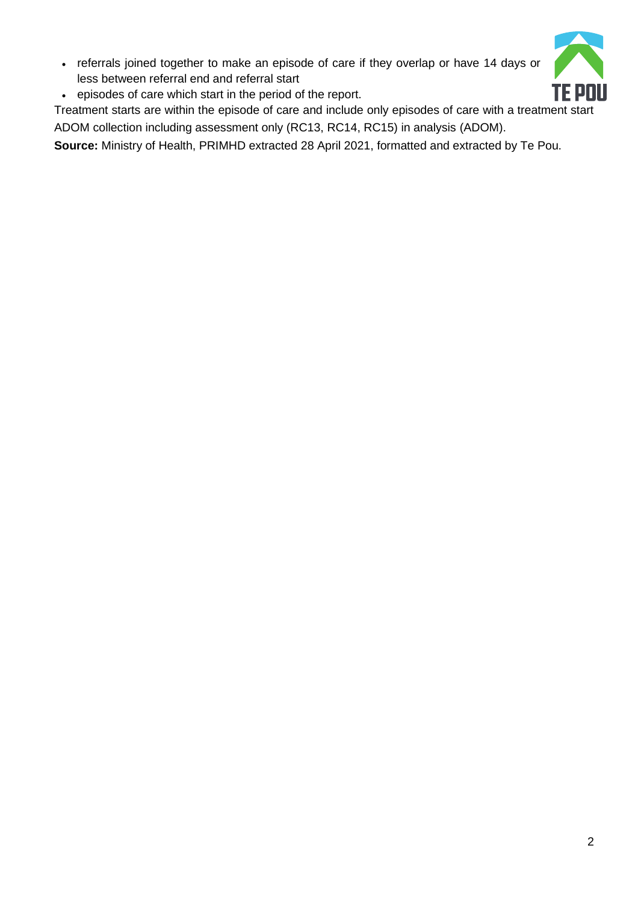- referrals joined together to make an episode of care if they overlap or have 14 days or less between referral end and referral start
- episodes of care which start in the period of the report.

Treatment starts are within the episode of care and include only episodes of care with a treatment start

ADOM collection including assessment only (RC13, RC14, RC15) in analysis (ADOM).

**Source:** Ministry of Health, PRIMHD extracted 28 April 2021, formatted and extracted by Te Pou.